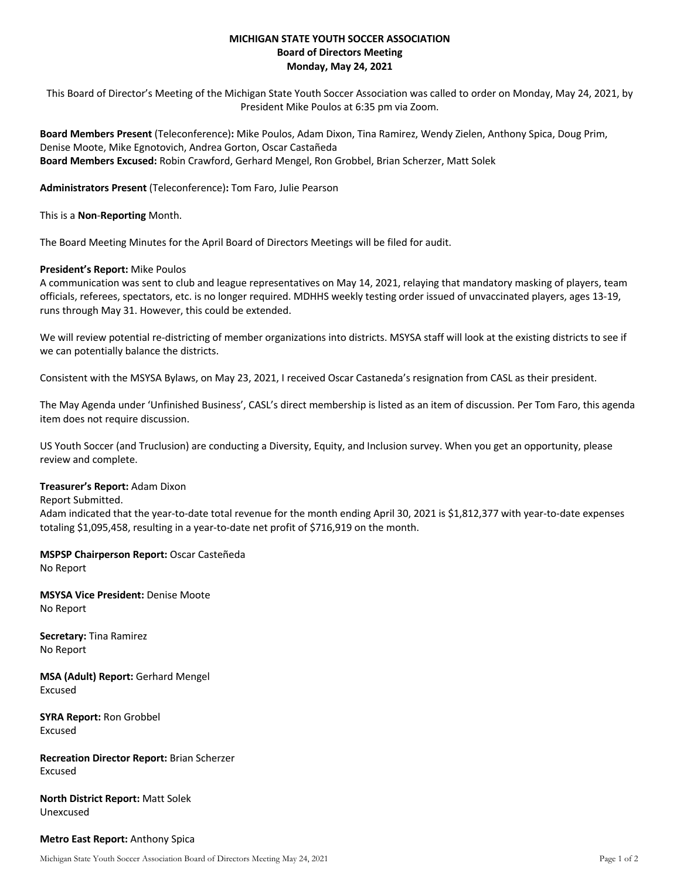**MICHIGAN STATE YOUTH SOCCER ASSOCIATION**
**Board of Directors Meeting**
**Monday, May 24, 2021**

This Board of Director's Meeting of the Michigan State Youth Soccer Association was called to order on Monday, May 24, 2021, by President Mike Poulos at 6:35 pm via Zoom.

**Board Members Present** (Teleconference)**:** Mike Poulos, Adam Dixon, Tina Ramirez, Wendy Zielen, Anthony Spica, Doug Prim, Denise Moote, Mike Egnotovich, Andrea Gorton, Oscar Castañeda
**Board Members Excused:** Robin Crawford, Gerhard Mengel, Ron Grobbel, Brian Scherzer, Matt Solek

**Administrators Present** (Teleconference)**:** Tom Faro, Julie Pearson

This is a **Non**-**Reporting** Month.

The Board Meeting Minutes for the April Board of Directors Meetings will be filed for audit.

**President's Report:** Mike Poulos
A communication was sent to club and league representatives on May 14, 2021, relaying that mandatory masking of players, team officials, referees, spectators, etc. is no longer required. MDHHS weekly testing order issued of unvaccinated players, ages 13-19, runs through May 31. However, this could be extended.

We will review potential re-districting of member organizations into districts. MSYSA staff will look at the existing districts to see if we can potentially balance the districts.

Consistent with the MSYSA Bylaws, on May 23, 2021, I received Oscar Castaneda's resignation from CASL as their president.

The May Agenda under 'Unfinished Business', CASL's direct membership is listed as an item of discussion. Per Tom Faro, this agenda item does not require discussion.

US Youth Soccer (and Truclusion) are conducting a Diversity, Equity, and Inclusion survey. When you get an opportunity, please review and complete.

**Treasurer's Report:** Adam Dixon
Report Submitted.
Adam indicated that the year-to-date total revenue for the month ending April 30, 2021 is $1,812,377 with year-to-date expenses totaling $1,095,458, resulting in a year-to-date net profit of $716,919 on the month.

**MSPSP Chairperson Report:** Oscar Casteñeda
No Report

**MSYSA Vice President:** Denise Moote
No Report

**Secretary:** Tina Ramirez
No Report

**MSA (Adult) Report:** Gerhard Mengel
Excused

**SYRA Report:** Ron Grobbel
Excused

**Recreation Director Report:** Brian Scherzer
Excused

**North District Report:** Matt Solek
Unexcused

**Metro East Report:** Anthony Spica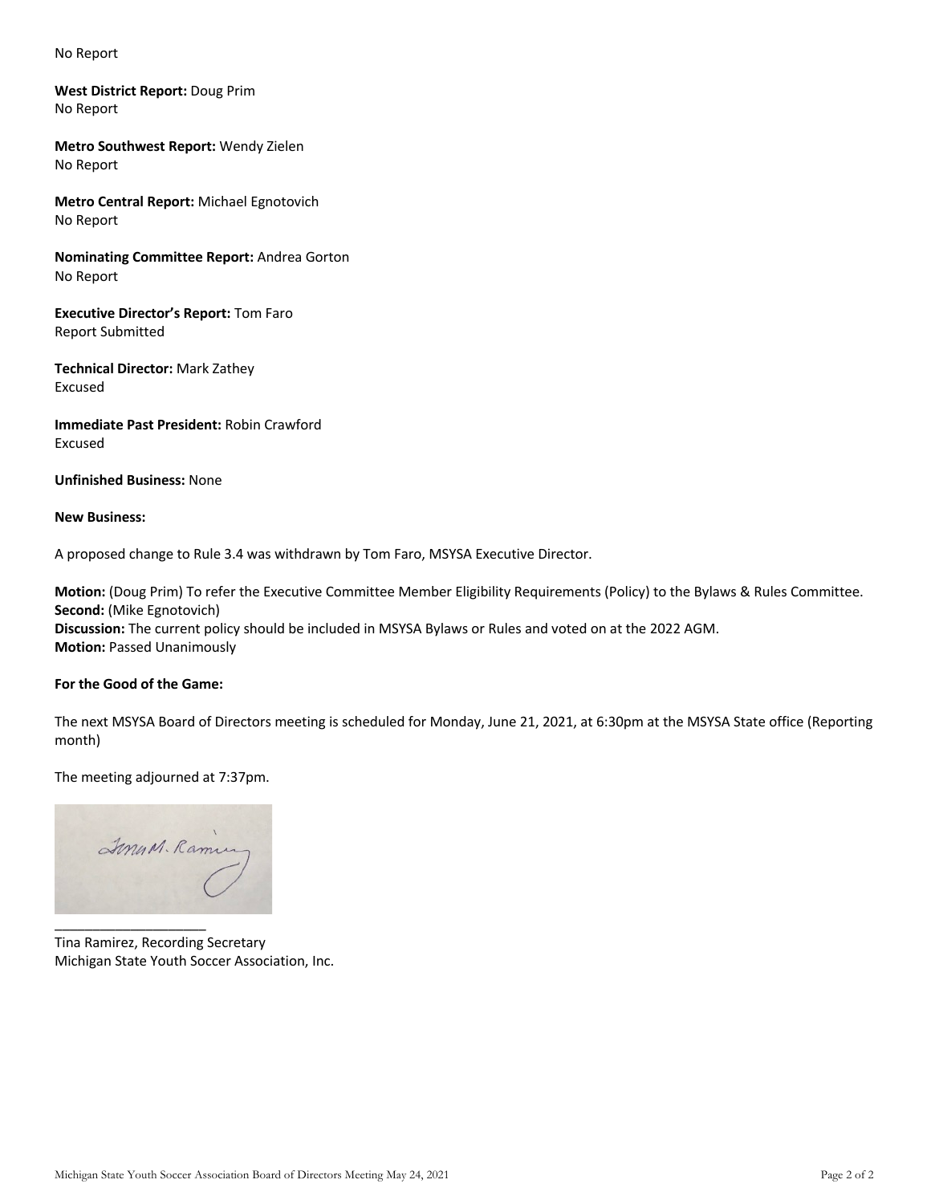No Report

**West District Report:** Doug Prim
No Report

**Metro Southwest Report:** Wendy Zielen
No Report

**Metro Central Report:** Michael Egnotovich
No Report

**Nominating Committee Report:** Andrea Gorton
No Report

**Executive Director's Report:** Tom Faro
Report Submitted

**Technical Director:** Mark Zathey
Excused

**Immediate Past President:** Robin Crawford
Excused

**Unfinished Business:** None

**New Business:**

A proposed change to Rule 3.4 was withdrawn by Tom Faro, MSYSA Executive Director.

**Motion:** (Doug Prim) To refer the Executive Committee Member Eligibility Requirements (Policy) to the Bylaws & Rules Committee.
**Second:** (Mike Egnotovich)
**Discussion:** The current policy should be included in MSYSA Bylaws or Rules and voted on at the 2022 AGM.
**Motion:** Passed Unanimously

**For the Good of the Game:**

The next MSYSA Board of Directors meeting is scheduled for Monday, June 21, 2021, at 6:30pm at the MSYSA State office (Reporting month)

The meeting adjourned at 7:37pm.

____________________
Tina Ramirez, Recording Secretary
Michigan State Youth Soccer Association, Inc.